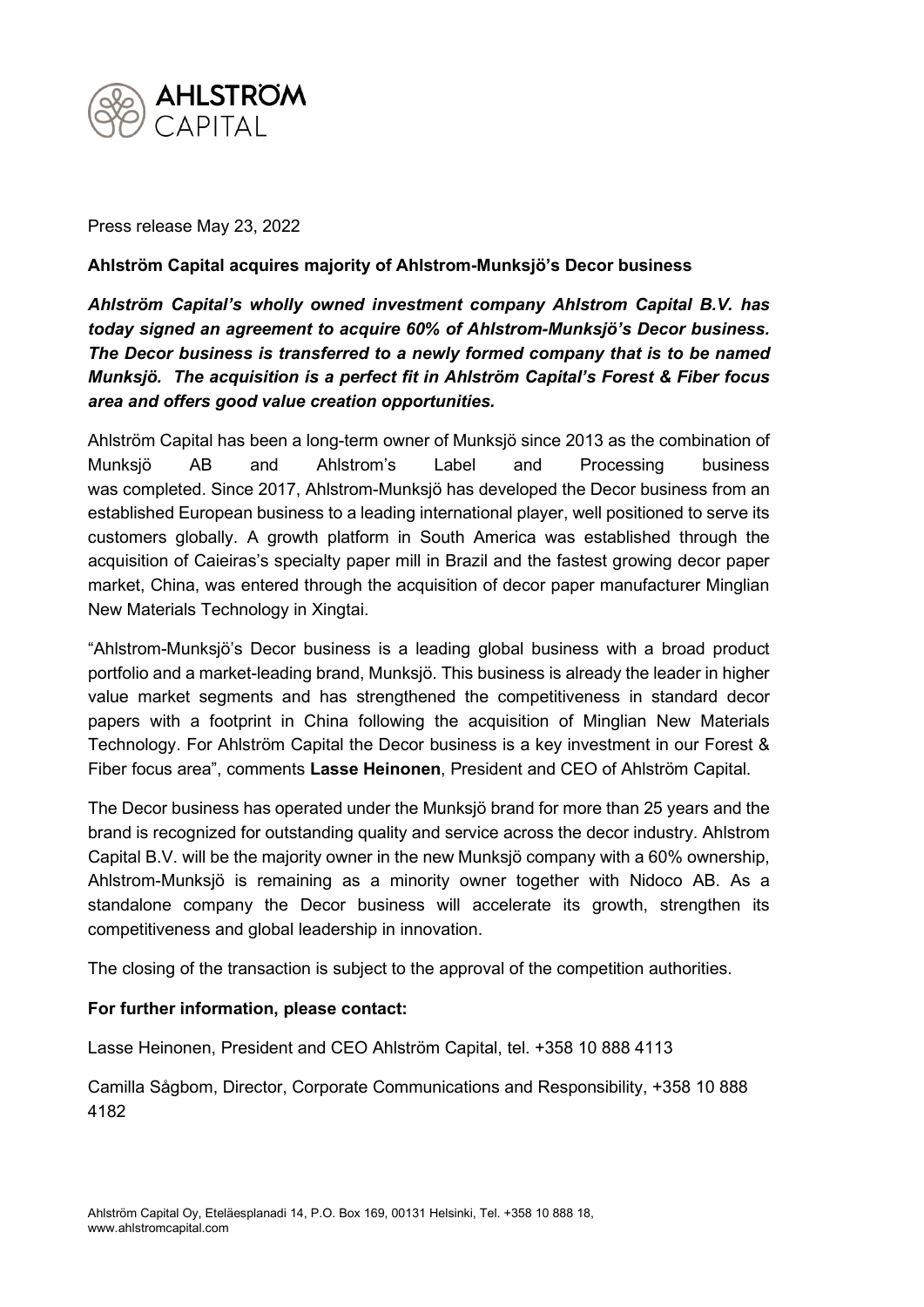Press release May 23, 2022

**Ahlström Capital acquires majority of Ahlstrom-Munksjö's Decor business**

***Ahlström Capital's wholly owned investment company Ahlstrom Capital B.V. has today signed an agreement to acquire 60% of Ahlstrom-Munksjö's Decor business. The Decor business is transferred to a newly formed company that is to be named Munksjö. The acquisition is a perfect fit in Ahlström Capital's Forest & Fiber focus area and offers good value creation opportunities.***

Ahlström Capital has been a long-term owner of Munksjö since 2013 as the combination of Munksjö AB and Ahlstrom's Label and Processing business was completed. Since 2017, Ahlstrom-Munksjö has developed the Decor business from an established European business to a leading international player, well positioned to serve its customers globally. A growth platform in South America was established through the acquisition of Caieiras's specialty paper mill in Brazil and the fastest growing decor paper market, China, was entered through the acquisition of decor paper manufacturer Minglian New Materials Technology in Xingtai.

"Ahlstrom-Munksjö's Decor business is a leading global business with a broad product portfolio and a market-leading brand, Munksjö. This business is already the leader in higher value market segments and has strengthened the competitiveness in standard decor papers with a footprint in China following the acquisition of Minglian New Materials Technology. For Ahlström Capital the Decor business is a key investment in our Forest & Fiber focus area", comments **Lasse Heinonen**, President and CEO of Ahlström Capital.

The Decor business has operated under the Munksjö brand for more than 25 years and the brand is recognized for outstanding quality and service across the decor industry. Ahlstrom Capital B.V. will be the majority owner in the new Munksjö company with a 60% ownership, Ahlstrom-Munksjö is remaining as a minority owner together with Nidoco AB. As a standalone company the Decor business will accelerate its growth, strengthen its competitiveness and global leadership in innovation.

The closing of the transaction is subject to the approval of the competition authorities.

**For further information, please contact:**

Lasse Heinonen, President and CEO Ahlström Capital, tel. +358 10 888 4113

Camilla Sågbom, Director, Corporate Communications and Responsibility, +358 10 888 4182

Ahlström Capital Oy, Eteläesplanadi 14, P.O. Box 169, 00131 Helsinki, Tel. +358 10 888 18, www.ahlstromcapital.com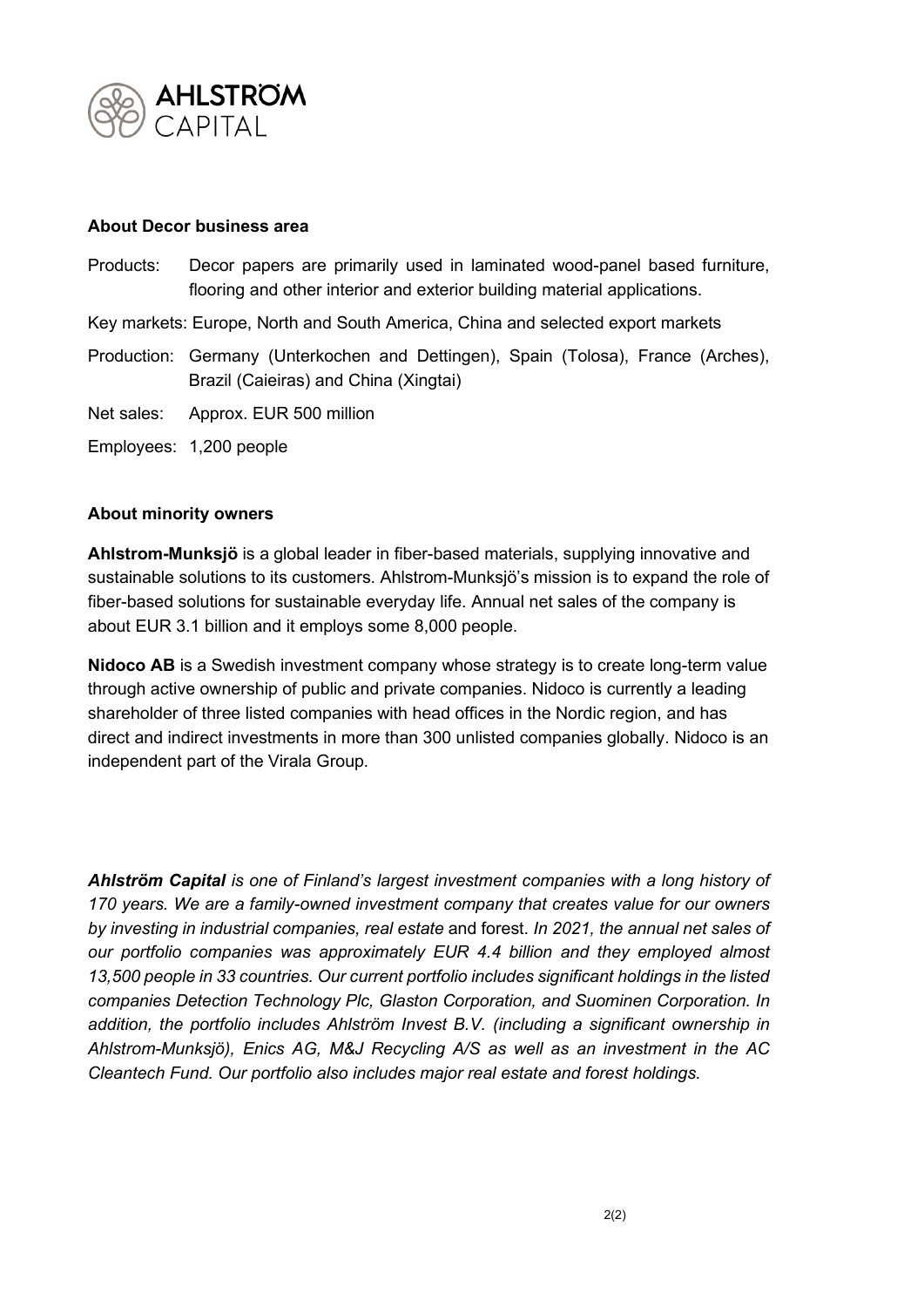### About Decor business area

Products: Decor papers are primarily used in laminated wood-panel based furniture, flooring and other interior and exterior building material applications.

Key markets: Europe, North and South America, China and selected export markets

Production: Germany (Unterkochen and Dettingen), Spain (Tolosa), France (Arches), Brazil (Caieiras) and China (Xingtai)

Net sales: Approx. EUR 500 million

Employees: 1,200 people

### About minority owners

**Ahlstrom-Munksjö** is a global leader in fiber-based materials, supplying innovative and sustainable solutions to its customers. Ahlstrom-Munksjö's mission is to expand the role of fiber-based solutions for sustainable everyday life. Annual net sales of the company is about EUR 3.1 billion and it employs some 8,000 people.

**Nidoco AB** is a Swedish investment company whose strategy is to create long-term value through active ownership of public and private companies. Nidoco is currently a leading shareholder of three listed companies with head offices in the Nordic region, and has direct and indirect investments in more than 300 unlisted companies globally. Nidoco is an independent part of the Virala Group.

***Ahlström Capital*** *is one of Finland's largest investment companies with a long history of 170 years. We are a family-owned investment company that creates value for our owners by investing in industrial companies, real estate* and forest. *In 2021, the annual net sales of our portfolio companies was approximately EUR 4.4 billion and they employed almost 13,500 people in 33 countries. Our current portfolio includes significant holdings in the listed companies Detection Technology Plc, Glaston Corporation, and Suominen Corporation. In addition, the portfolio includes Ahlström Invest B.V. (including a significant ownership in Ahlstrom-Munksjö), Enics AG, M&J Recycling A/S as well as an investment in the AC Cleantech Fund. Our portfolio also includes major real estate and forest holdings.*